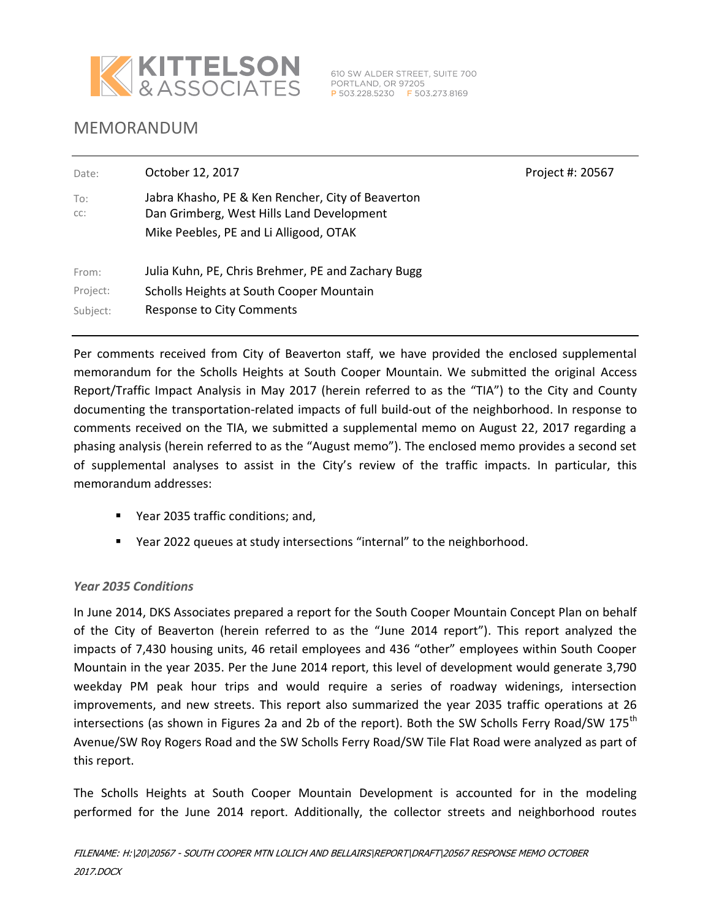KITTELSON & ASSOCIATES

610 SW ALDER STREET, SUITE 700
PORTLAND, OR 97205
P 503.228.5230 F 503.273.8169

# MEMORANDUM

| | | |
|---|---|---|
| Date: | October 12, 2017 | Project #: 20567 |
| To: | Jabra Khasho, PE & Ken Rencher, City of Beaverton | |
| cc: | Dan Grimberg, West Hills Land Development<br>Mike Peebles, PE and Li Alligood, OTAK | |
| From: | Julia Kuhn, PE, Chris Brehmer, PE and Zachary Bugg | |
| Project: | Scholls Heights at South Cooper Mountain | |
| Subject: | Response to City Comments | |

Per comments received from City of Beaverton staff, we have provided the enclosed supplemental memorandum for the Scholls Heights at South Cooper Mountain. We submitted the original Access Report/Traffic Impact Analysis in May 2017 (herein referred to as the "TIA") to the City and County documenting the transportation-related impacts of full build-out of the neighborhood. In response to comments received on the TIA, we submitted a supplemental memo on August 22, 2017 regarding a phasing analysis (herein referred to as the "August memo"). The enclosed memo provides a second set of supplemental analyses to assist in the City's review of the traffic impacts. In particular, this memorandum addresses:

- Year 2035 traffic conditions; and,
- Year 2022 queues at study intersections "internal" to the neighborhood.

### *Year 2035 Conditions*

In June 2014, DKS Associates prepared a report for the South Cooper Mountain Concept Plan on behalf of the City of Beaverton (herein referred to as the "June 2014 report"). This report analyzed the impacts of 7,430 housing units, 46 retail employees and 436 "other" employees within South Cooper Mountain in the year 2035. Per the June 2014 report, this level of development would generate 3,790 weekday PM peak hour trips and would require a series of roadway widenings, intersection improvements, and new streets. This report also summarized the year 2035 traffic operations at 26 intersections (as shown in Figures 2a and 2b of the report). Both the SW Scholls Ferry Road/SW 175th Avenue/SW Roy Rogers Road and the SW Scholls Ferry Road/SW Tile Flat Road were analyzed as part of this report.

The Scholls Heights at South Cooper Mountain Development is accounted for in the modeling performed for the June 2014 report. Additionally, the collector streets and neighborhood routes

FILENAME: H:\20\20567 - SOUTH COOPER MTN LOLICH AND BELLAIRS\REPORT\DRAFT\20567 RESPONSE MEMO OCTOBER 2017.DOCX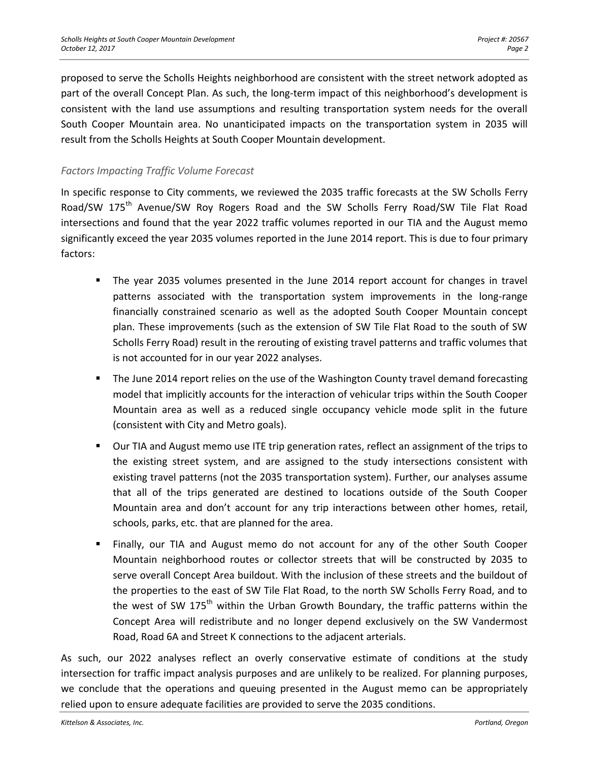proposed to serve the Scholls Heights neighborhood are consistent with the street network adopted as part of the overall Concept Plan. As such, the long-term impact of this neighborhood's development is consistent with the land use assumptions and resulting transportation system needs for the overall South Cooper Mountain area. No unanticipated impacts on the transportation system in 2035 will result from the Scholls Heights at South Cooper Mountain development.

### *Factors Impacting Traffic Volume Forecast*

In specific response to City comments, we reviewed the 2035 traffic forecasts at the SW Scholls Ferry Road/SW 175th Avenue/SW Roy Rogers Road and the SW Scholls Ferry Road/SW Tile Flat Road intersections and found that the year 2022 traffic volumes reported in our TIA and the August memo significantly exceed the year 2035 volumes reported in the June 2014 report. This is due to four primary factors:

- The year 2035 volumes presented in the June 2014 report account for changes in travel patterns associated with the transportation system improvements in the long-range financially constrained scenario as well as the adopted South Cooper Mountain concept plan. These improvements (such as the extension of SW Tile Flat Road to the south of SW Scholls Ferry Road) result in the rerouting of existing travel patterns and traffic volumes that is not accounted for in our year 2022 analyses.
- The June 2014 report relies on the use of the Washington County travel demand forecasting model that implicitly accounts for the interaction of vehicular trips within the South Cooper Mountain area as well as a reduced single occupancy vehicle mode split in the future (consistent with City and Metro goals).
- Our TIA and August memo use ITE trip generation rates, reflect an assignment of the trips to the existing street system, and are assigned to the study intersections consistent with existing travel patterns (not the 2035 transportation system). Further, our analyses assume that all of the trips generated are destined to locations outside of the South Cooper Mountain area and don't account for any trip interactions between other homes, retail, schools, parks, etc. that are planned for the area.
- Finally, our TIA and August memo do not account for any of the other South Cooper Mountain neighborhood routes or collector streets that will be constructed by 2035 to serve overall Concept Area buildout. With the inclusion of these streets and the buildout of the properties to the east of SW Tile Flat Road, to the north SW Scholls Ferry Road, and to the west of SW 175th within the Urban Growth Boundary, the traffic patterns within the Concept Area will redistribute and no longer depend exclusively on the SW Vandermost Road, Road 6A and Street K connections to the adjacent arterials.

As such, our 2022 analyses reflect an overly conservative estimate of conditions at the study intersection for traffic impact analysis purposes and are unlikely to be realized. For planning purposes, we conclude that the operations and queuing presented in the August memo can be appropriately relied upon to ensure adequate facilities are provided to serve the 2035 conditions.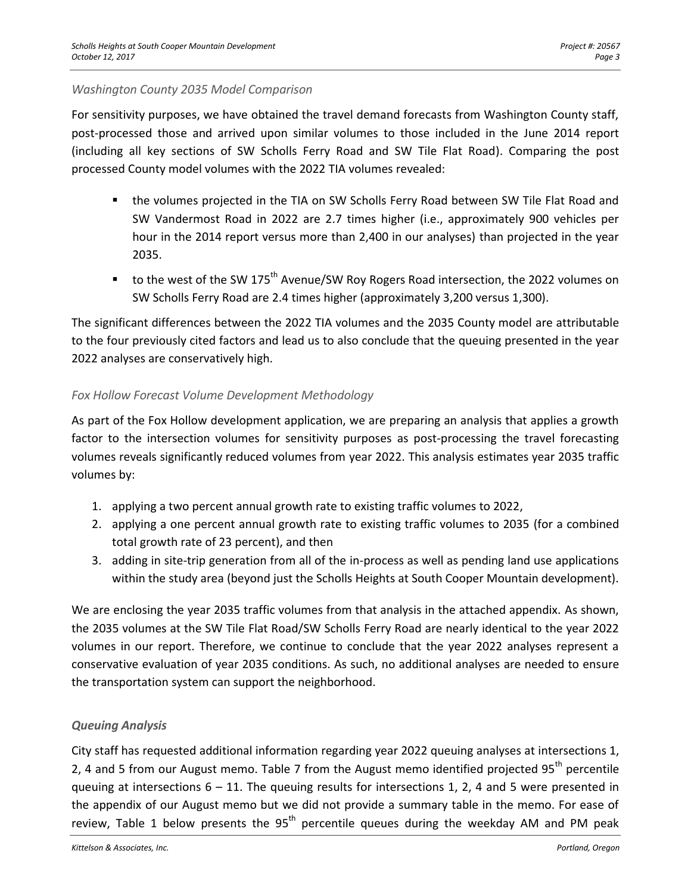### *Washington County 2035 Model Comparison*

For sensitivity purposes, we have obtained the travel demand forecasts from Washington County staff, post-processed those and arrived upon similar volumes to those included in the June 2014 report (including all key sections of SW Scholls Ferry Road and SW Tile Flat Road). Comparing the post processed County model volumes with the 2022 TIA volumes revealed:

- the volumes projected in the TIA on SW Scholls Ferry Road between SW Tile Flat Road and SW Vandermost Road in 2022 are 2.7 times higher (i.e., approximately 900 vehicles per hour in the 2014 report versus more than 2,400 in our analyses) than projected in the year 2035.
- to the west of the SW 175th Avenue/SW Roy Rogers Road intersection, the 2022 volumes on SW Scholls Ferry Road are 2.4 times higher (approximately 3,200 versus 1,300).

The significant differences between the 2022 TIA volumes and the 2035 County model are attributable to the four previously cited factors and lead us to also conclude that the queuing presented in the year 2022 analyses are conservatively high.

### *Fox Hollow Forecast Volume Development Methodology*

As part of the Fox Hollow development application, we are preparing an analysis that applies a growth factor to the intersection volumes for sensitivity purposes as post-processing the travel forecasting volumes reveals significantly reduced volumes from year 2022. This analysis estimates year 2035 traffic volumes by:

1. applying a two percent annual growth rate to existing traffic volumes to 2022,
2. applying a one percent annual growth rate to existing traffic volumes to 2035 (for a combined total growth rate of 23 percent), and then
3. adding in site-trip generation from all of the in-process as well as pending land use applications within the study area (beyond just the Scholls Heights at South Cooper Mountain development).

We are enclosing the year 2035 traffic volumes from that analysis in the attached appendix. As shown, the 2035 volumes at the SW Tile Flat Road/SW Scholls Ferry Road are nearly identical to the year 2022 volumes in our report. Therefore, we continue to conclude that the year 2022 analyses represent a conservative evaluation of year 2035 conditions. As such, no additional analyses are needed to ensure the transportation system can support the neighborhood.

## ***Queuing Analysis***

City staff has requested additional information regarding year 2022 queuing analyses at intersections 1, 2, 4 and 5 from our August memo. Table 7 from the August memo identified projected 95th percentile queuing at intersections 6 – 11. The queuing results for intersections 1, 2, 4 and 5 were presented in the appendix of our August memo but we did not provide a summary table in the memo. For ease of review, Table 1 below presents the 95th percentile queues during the weekday AM and PM peak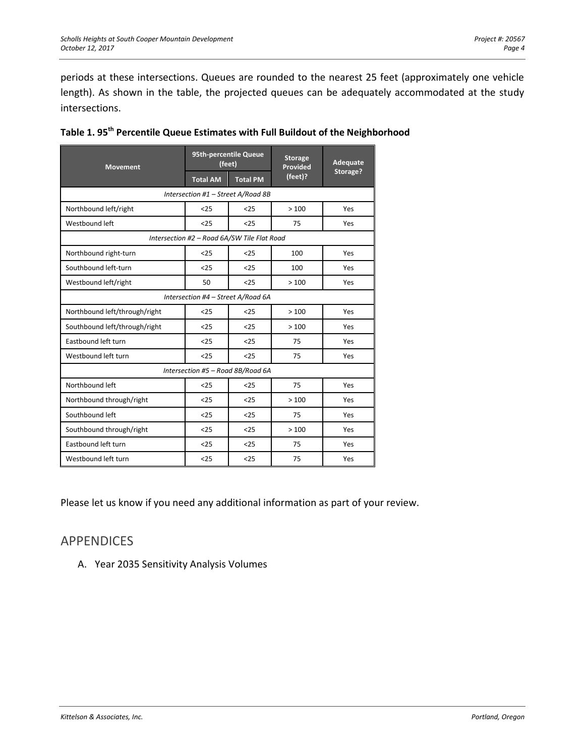periods at these intersections. Queues are rounded to the nearest 25 feet (approximately one vehicle length). As shown in the table, the projected queues can be adequately accommodated at the study intersections.

**Table 1. 95th Percentile Queue Estimates with Full Buildout of the Neighborhood**

| Movement | 95th-percentile Queue (feet) | | Storage Provided (feet)? | Adequate Storage? |
|---|---|---|---|---|
| | Total AM | Total PM | | |
| *Intersection #1 – Street A/Road 8B* | | | | |
| Northbound left/right | <25 | <25 | > 100 | Yes |
| Westbound left | <25 | <25 | 75 | Yes |
| *Intersection #2 – Road 6A/SW Tile Flat Road* | | | | |
| Northbound right-turn | <25 | <25 | 100 | Yes |
| Southbound left-turn | <25 | <25 | 100 | Yes |
| Westbound left/right | 50 | <25 | > 100 | Yes |
| *Intersection #4 – Street A/Road 6A* | | | | |
| Northbound left/through/right | <25 | <25 | > 100 | Yes |
| Southbound left/through/right | <25 | <25 | > 100 | Yes |
| Eastbound left turn | <25 | <25 | 75 | Yes |
| Westbound left turn | <25 | <25 | 75 | Yes |
| *Intersection #5 – Road 8B/Road 6A* | | | | |
| Northbound left | <25 | <25 | 75 | Yes |
| Northbound through/right | <25 | <25 | > 100 | Yes |
| Southbound left | <25 | <25 | 75 | Yes |
| Southbound through/right | <25 | <25 | > 100 | Yes |
| Eastbound left turn | <25 | <25 | 75 | Yes |
| Westbound left turn | <25 | <25 | 75 | Yes |

Please let us know if you need any additional information as part of your review.

# APPENDICES

A. Year 2035 Sensitivity Analysis Volumes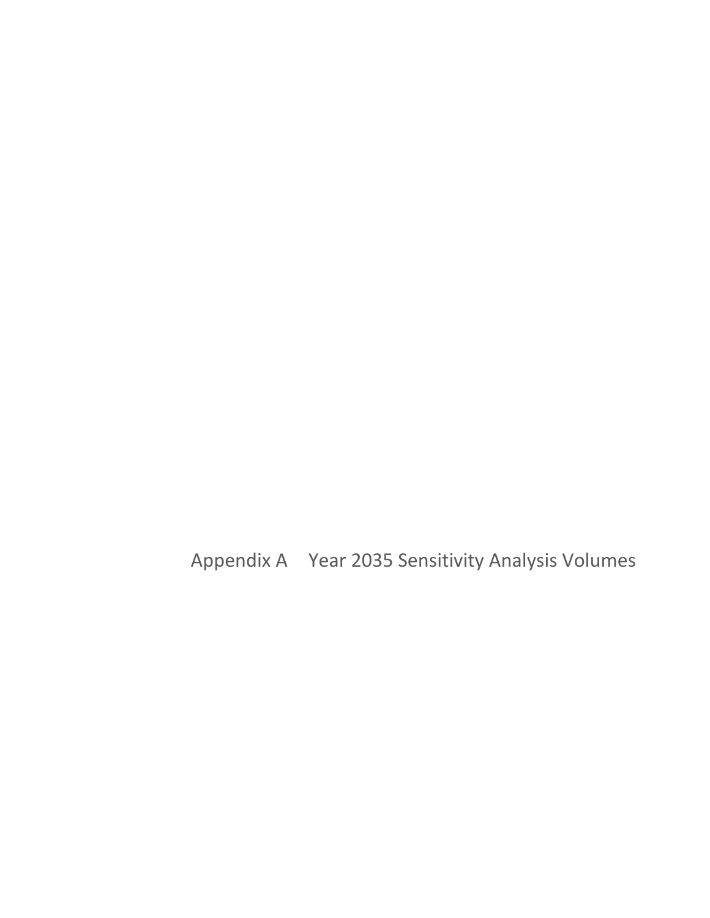# Appendix A Year 2035 Sensitivity Analysis Volumes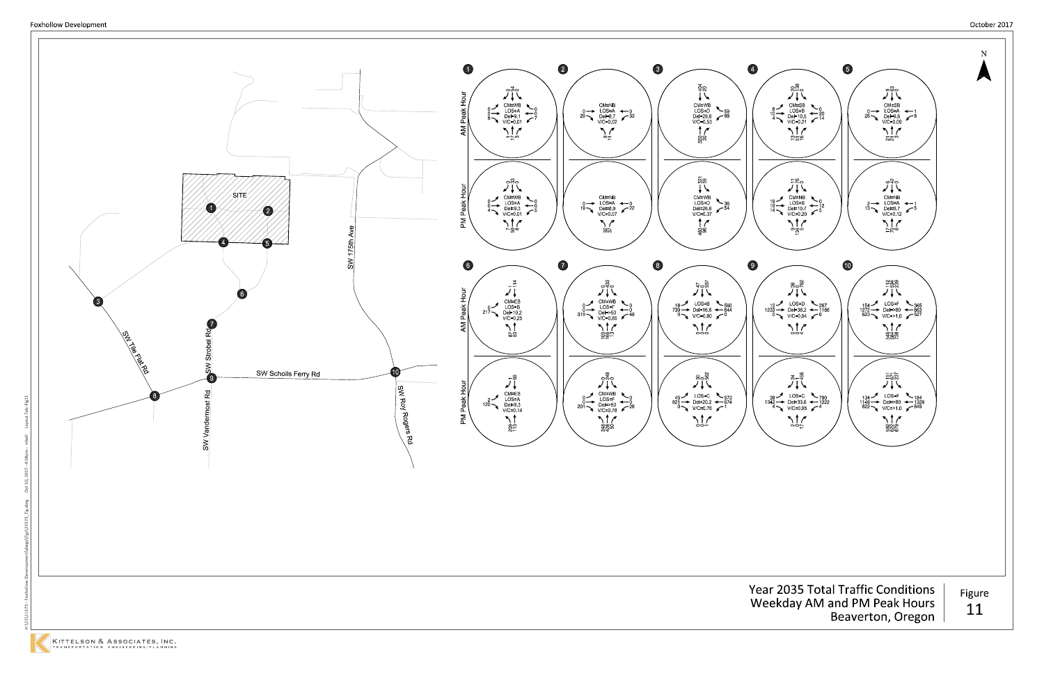# Year 2035 Total Traffic Conditions
# Weekday AM and PM Peak Hours
# Beaverton, Oregon

Figure 11

SITE

SW 175th Ave

SW Tile Flat Rd

SW Strobel Rd

SW Vandermost Rd

SW Scholls Ferry Rd

SW Roy Rogers Rd

AM Peak Hour

PM Peak Hour

1 AM: CM=WB LOS=A Del=9.1 V/C=0.01

1 PM: CM=WB LOS=A Del=8.8 V/C=0.01

2 AM: CM=NB LOS=A Del=8.7 V/C=0.02

2 PM: CM=NB LOS=A Del=8.9 V/C=0.07

3 AM: CM=WB LOS=D Del=25.8 V/C=0.53

3 PM: CM=WB LOS=D Del=26.8 V/C=0.37

4 AM: CM=SB LOS=B Del=10.5 V/C=0.21

4 PM: CM=NB LOS=B Del=10.7 V/C=0.20

5 AM: CM=SB LOS=A Del=9.6 V/C=0.09

5 PM: CM=NB LOS=A Del=9.7 V/C=0.12

6 AM: CM=EB LOS=B Del=10.2 V/C=0.25

6 PM: CM=EB LOS=A Del=9.3 V/C=0.14

7 AM: CM=WB LOS=F Del=>50 V/C=0.85

7 PM: CM=WB LOS=F Del=>50 V/C=0.78

8 AM: LOS=B Del=16.8 V/C=0.80

8 PM: LOS=C Del=20.2 V/C=0.76

9 AM: LOS=D Del=38.2 V/C=0.84

9 PM: LOS=C Del=33.6 V/C=0.95

10 AM: LOS=F Del=>80 V/C=>1.0

10 PM: LOS=F Del=>80 V/C=>1.0

KITTELSON & ASSOCIATES, INC.
TRANSPORTATION ENGINEERING/PLANNING